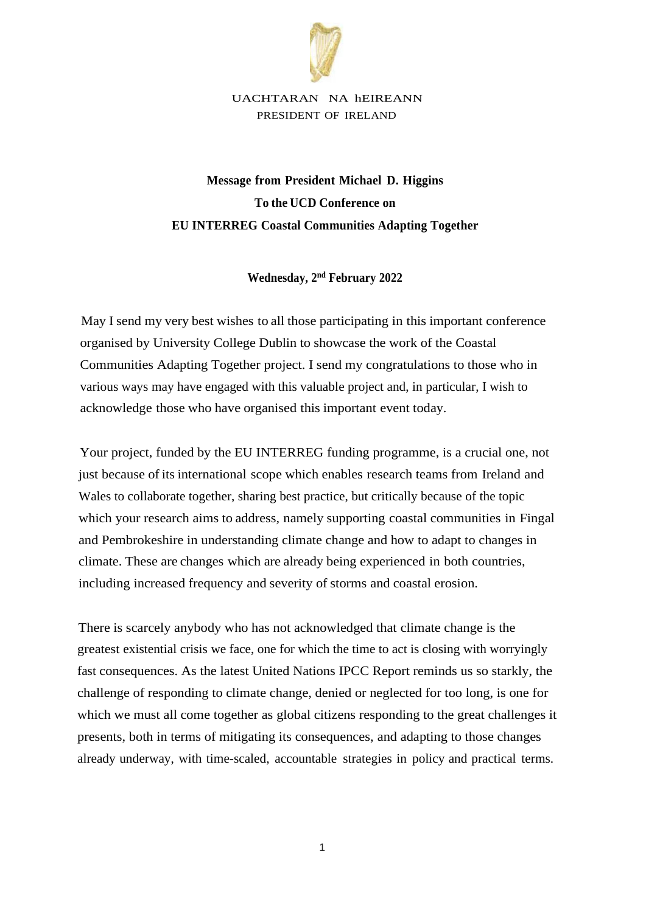UACHTARAN NA hEIREANN
PRESIDENT OF IRELAND

**Message from President Michael D. Higgins**
**To the UCD Conference on**
**EU INTERREG Coastal Communities Adapting Together**

**Wednesday, 2nd February 2022**

May I send my very best wishes to all those participating in this important conference organised by University College Dublin to showcase the work of the Coastal Communities Adapting Together project. I send my congratulations to those who in various ways may have engaged with this valuable project and, in particular, I wish to acknowledge those who have organised this important event today.

Your project, funded by the EU INTERREG funding programme, is a crucial one, not just because of its international scope which enables research teams from Ireland and Wales to collaborate together, sharing best practice, but critically because of the topic which your research aims to address, namely supporting coastal communities in Fingal and Pembrokeshire in understanding climate change and how to adapt to changes in climate. These are changes which are already being experienced in both countries, including increased frequency and severity of storms and coastal erosion.

There is scarcely anybody who has not acknowledged that climate change is the greatest existential crisis we face, one for which the time to act is closing with worryingly fast consequences. As the latest United Nations IPCC Report reminds us so starkly, the challenge of responding to climate change, denied or neglected for too long, is one for which we must all come together as global citizens responding to the great challenges it presents, both in terms of mitigating its consequences, and adapting to those changes already underway, with time-scaled, accountable strategies in policy and practical terms.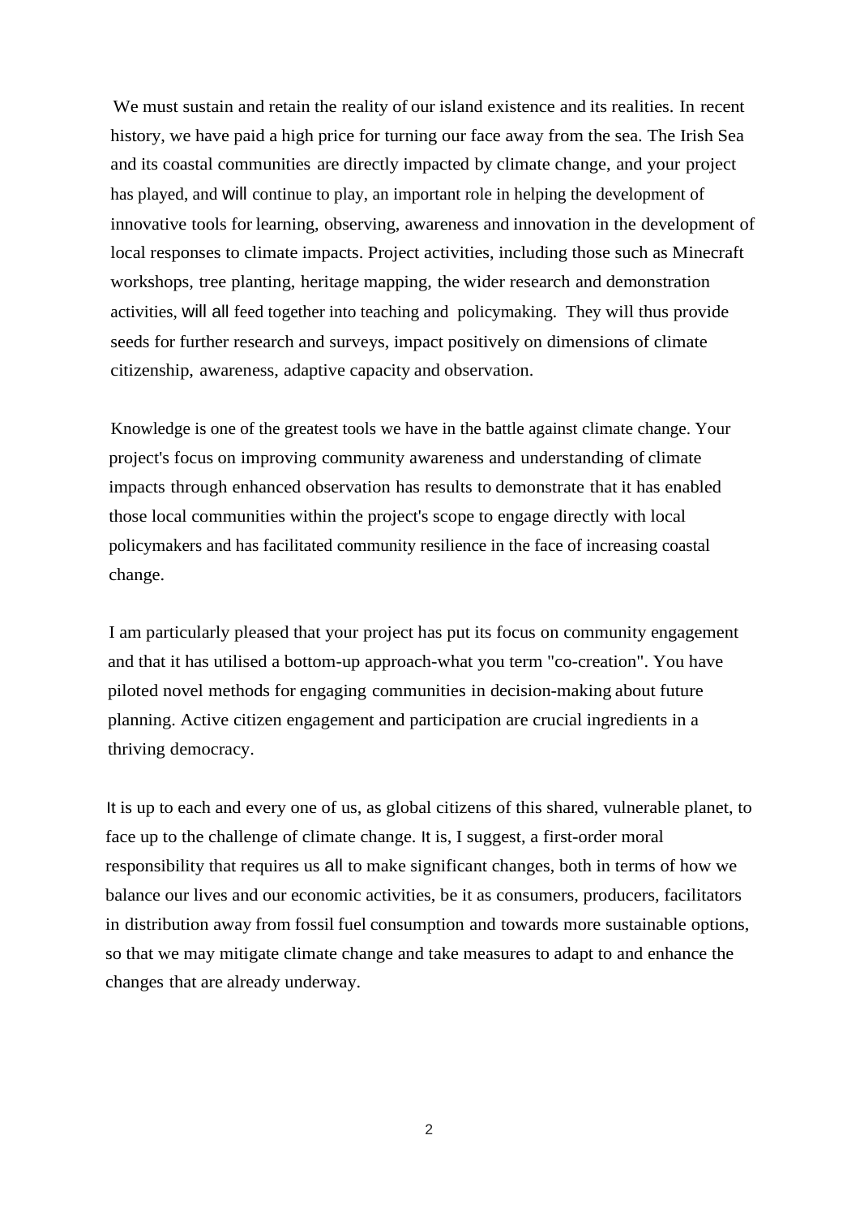We must sustain and retain the reality of our island existence and its realities. In recent history, we have paid a high price for turning our face away from the sea. The Irish Sea and its coastal communities are directly impacted by climate change, and your project has played, and will continue to play, an important role in helping the development of innovative tools for learning, observing, awareness and innovation in the development of local responses to climate impacts. Project activities, including those such as Minecraft workshops, tree planting, heritage mapping, the wider research and demonstration activities, will all feed together into teaching and policymaking. They will thus provide seeds for further research and surveys, impact positively on dimensions of climate citizenship, awareness, adaptive capacity and observation.

Knowledge is one of the greatest tools we have in the battle against climate change. Your project's focus on improving community awareness and understanding of climate impacts through enhanced observation has results to demonstrate that it has enabled those local communities within the project's scope to engage directly with local policymakers and has facilitated community resilience in the face of increasing coastal change.

I am particularly pleased that your project has put its focus on community engagement and that it has utilised a bottom-up approach-what you term "co-creation". You have piloted novel methods for engaging communities in decision-making about future planning. Active citizen engagement and participation are crucial ingredients in a thriving democracy.

It is up to each and every one of us, as global citizens of this shared, vulnerable planet, to face up to the challenge of climate change. It is, I suggest, a first-order moral responsibility that requires us all to make significant changes, both in terms of how we balance our lives and our economic activities, be it as consumers, producers, facilitators in distribution away from fossil fuel consumption and towards more sustainable options, so that we may mitigate climate change and take measures to adapt to and enhance the changes that are already underway.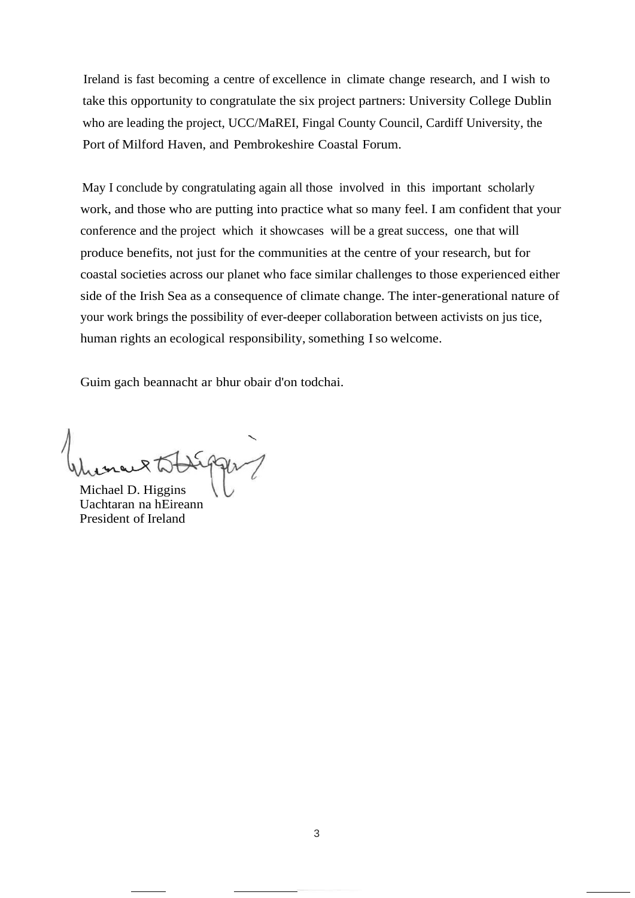Ireland is fast becoming a centre of excellence in climate change research, and I wish to take this opportunity to congratulate the six project partners: University College Dublin who are leading the project, UCC/MaREI, Fingal County Council, Cardiff University, the Port of Milford Haven, and Pembrokeshire Coastal Forum.

May I conclude by congratulating again all those involved in this important scholarly work, and those who are putting into practice what so many feel. I am confident that your conference and the project which it showcases will be a great success, one that will produce benefits, not just for the communities at the centre of your research, but for coastal societies across our planet who face similar challenges to those experienced either side of the Irish Sea as a consequence of climate change. The inter-generational nature of your work brings the possibility of ever-deeper collaboration between activists on jus tice, human rights an ecological responsibility, something I so welcome.

Guim gach beannacht ar bhur obair d'on todchai.

Michael D. Higgins
Uachtaran na hEireann
President of Ireland